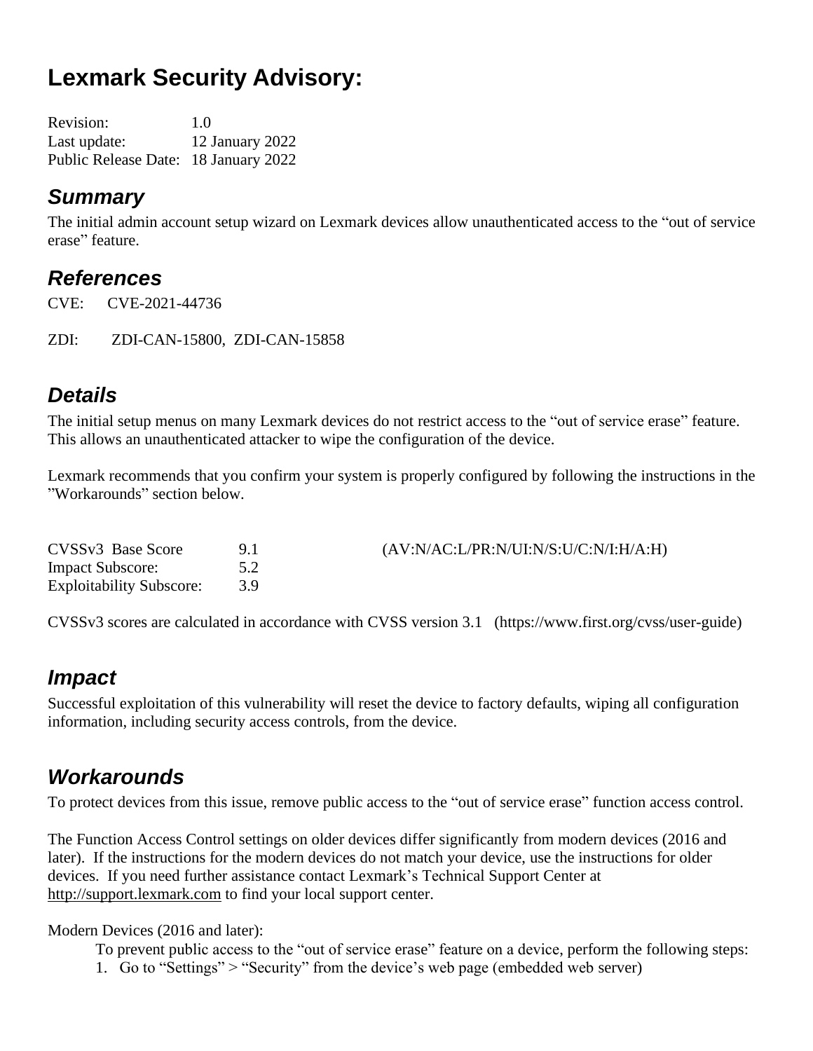# Lexmark Security Advisory:

| | |
|---|---|
| Revision: | 1.0 |
| Last update: | 12 January 2022 |
| Public Release Date: | 18 January 2022 |

## *Summary*

The initial admin account setup wizard on Lexmark devices allow unauthenticated access to the "out of service erase" feature.

## *References*

CVE: CVE-2021-44736

ZDI: ZDI-CAN-15800, ZDI-CAN-15858

## *Details*

The initial setup menus on many Lexmark devices do not restrict access to the "out of service erase" feature. This allows an unauthenticated attacker to wipe the configuration of the device.

Lexmark recommends that you confirm your system is properly configured by following the instructions in the "Workarounds" section below.

| | | |
|---|---|---|
| CVSSv3 Base Score | 9.1 | (AV:N/AC:L/PR:N/UI:N/S:U/C:N/I:H/A:H) |
| Impact Subscore: | 5.2 | |
| Exploitability Subscore: | 3.9 | |

CVSSv3 scores are calculated in accordance with CVSS version 3.1 (https://www.first.org/cvss/user-guide)

## *Impact*

Successful exploitation of this vulnerability will reset the device to factory defaults, wiping all configuration information, including security access controls, from the device.

## *Workarounds*

To protect devices from this issue, remove public access to the "out of service erase" function access control.

The Function Access Control settings on older devices differ significantly from modern devices (2016 and later). If the instructions for the modern devices do not match your device, use the instructions for older devices. If you need further assistance contact Lexmark's Technical Support Center at http://support.lexmark.com to find your local support center.

Modern Devices (2016 and later):

To prevent public access to the "out of service erase" feature on a device, perform the following steps:

1. Go to "Settings" > "Security" from the device's web page (embedded web server)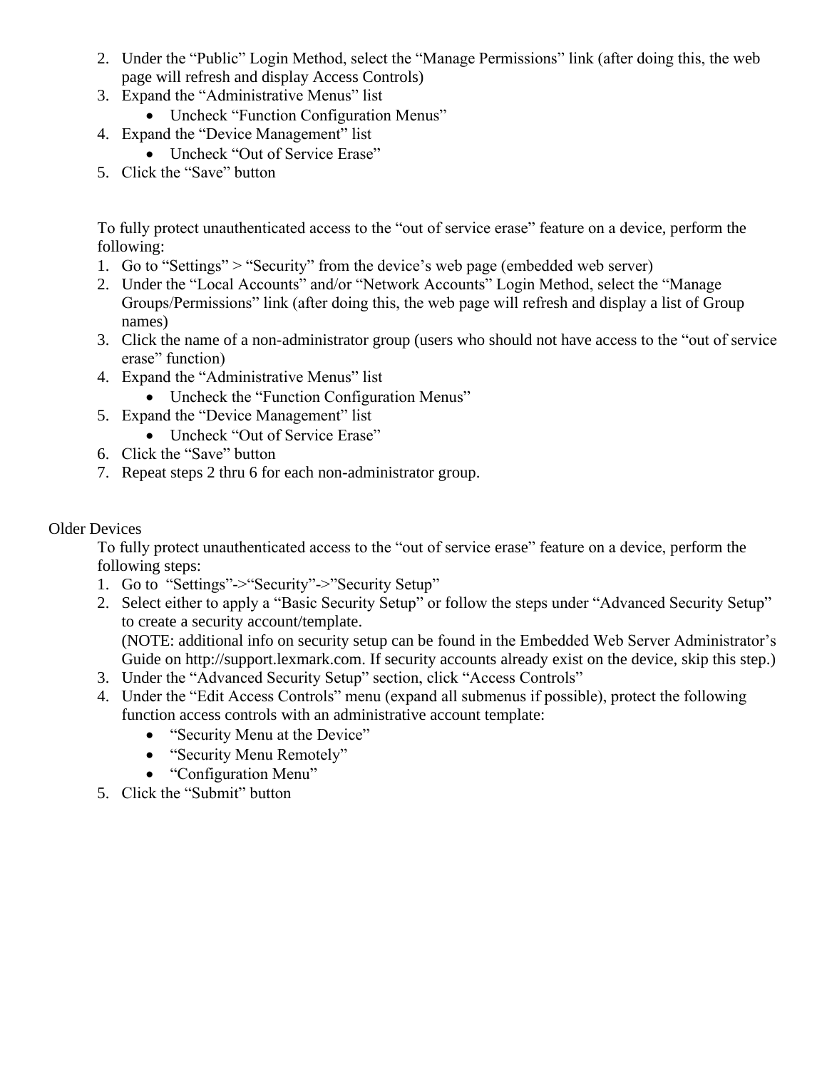2. Under the "Public" Login Method, select the "Manage Permissions" link (after doing this, the web page will refresh and display Access Controls)
3. Expand the "Administrative Menus" list
    - Uncheck "Function Configuration Menus"
4. Expand the "Device Management" list
    - Uncheck "Out of Service Erase"
5. Click the "Save" button

To fully protect unauthenticated access to the "out of service erase" feature on a device, perform the following:

1. Go to "Settings" > "Security" from the device's web page (embedded web server)
2. Under the "Local Accounts" and/or "Network Accounts" Login Method, select the "Manage Groups/Permissions" link (after doing this, the web page will refresh and display a list of Group names)
3. Click the name of a non-administrator group (users who should not have access to the "out of service erase" function)
4. Expand the "Administrative Menus" list
    - Uncheck the "Function Configuration Menus"
5. Expand the "Device Management" list
    - Uncheck "Out of Service Erase"
6. Click the "Save" button
7. Repeat steps 2 thru 6 for each non-administrator group.

Older Devices

To fully protect unauthenticated access to the "out of service erase" feature on a device, perform the following steps:

1. Go to "Settings"->"Security"->"Security Setup"
2. Select either to apply a "Basic Security Setup" or follow the steps under "Advanced Security Setup" to create a security account/template.
   (NOTE: additional info on security setup can be found in the Embedded Web Server Administrator's Guide on http://support.lexmark.com. If security accounts already exist on the device, skip this step.)
3. Under the "Advanced Security Setup" section, click "Access Controls"
4. Under the "Edit Access Controls" menu (expand all submenus if possible), protect the following function access controls with an administrative account template:
    - "Security Menu at the Device"
    - "Security Menu Remotely"
    - "Configuration Menu"
5. Click the "Submit" button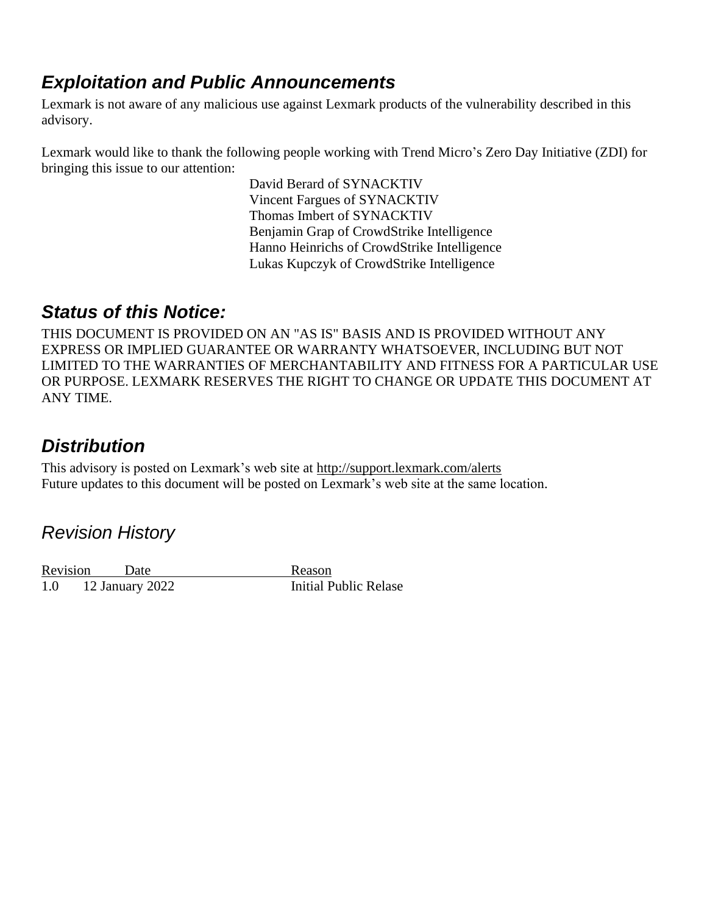## *Exploitation and Public Announcements*

Lexmark is not aware of any malicious use against Lexmark products of the vulnerability described in this advisory.

Lexmark would like to thank the following people working with Trend Micro's Zero Day Initiative (ZDI) for bringing this issue to our attention:

David Berard of SYNACKTIV
Vincent Fargues of SYNACKTIV
Thomas Imbert of SYNACKTIV
Benjamin Grap of CrowdStrike Intelligence
Hanno Heinrichs of CrowdStrike Intelligence
Lukas Kupczyk of CrowdStrike Intelligence

## *Status of this Notice:*

THIS DOCUMENT IS PROVIDED ON AN "AS IS" BASIS AND IS PROVIDED WITHOUT ANY EXPRESS OR IMPLIED GUARANTEE OR WARRANTY WHATSOEVER, INCLUDING BUT NOT LIMITED TO THE WARRANTIES OF MERCHANTABILITY AND FITNESS FOR A PARTICULAR USE OR PURPOSE. LEXMARK RESERVES THE RIGHT TO CHANGE OR UPDATE THIS DOCUMENT AT ANY TIME.

## *Distribution*

This advisory is posted on Lexmark's web site at http://support.lexmark.com/alerts
Future updates to this document will be posted on Lexmark's web site at the same location.

## *Revision History*

| Revision | Date | Reason |
|---|---|---|
| 1.0 | 12 January 2022 | Initial Public Relase |